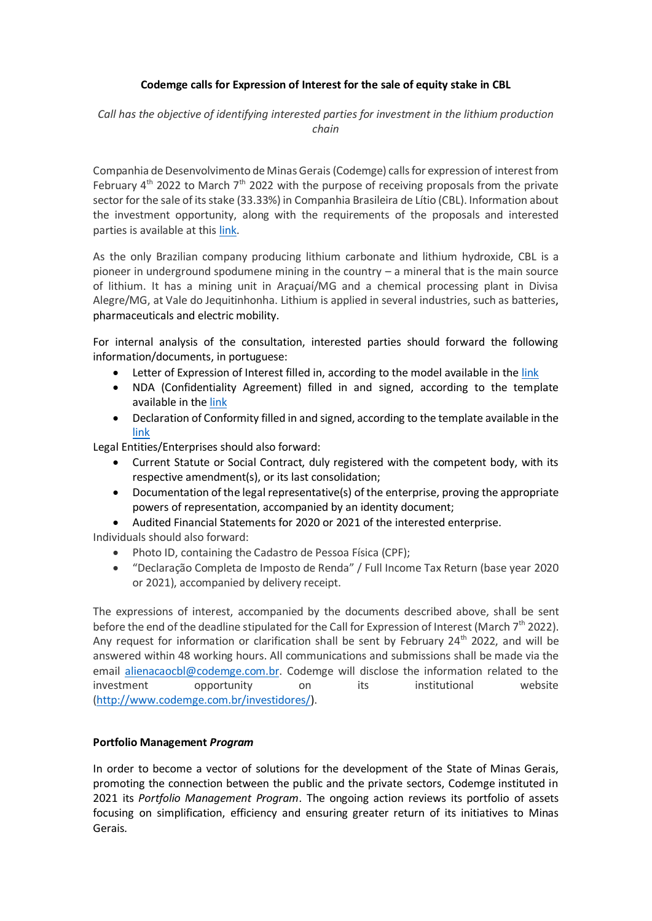**Codemge calls for Expression of Interest for the sale of equity stake in CBL**

*Call has the objective of identifying interested parties for investment in the lithium production chain*

Companhia de Desenvolvimento de Minas Gerais (Codemge) calls for expression of interest from February 4th 2022 to March 7th 2022 with the purpose of receiving proposals from the private sector for the sale of its stake (33.33%) in Companhia Brasileira de Lítio (CBL). Information about the investment opportunity, along with the requirements of the proposals and interested parties is available at this link.

As the only Brazilian company producing lithium carbonate and lithium hydroxide, CBL is a pioneer in underground spodumene mining in the country – a mineral that is the main source of lithium. It has a mining unit in Araçuaí/MG and a chemical processing plant in Divisa Alegre/MG, at Vale do Jequitinhonha. Lithium is applied in several industries, such as batteries, pharmaceuticals and electric mobility.

For internal analysis of the consultation, interested parties should forward the following information/documents, in portuguese:

- Letter of Expression of Interest filled in, according to the model available in the link
- NDA (Confidentiality Agreement) filled in and signed, according to the template available in the link
- Declaration of Conformity filled in and signed, according to the template available in the link

Legal Entities/Enterprises should also forward:

- Current Statute or Social Contract, duly registered with the competent body, with its respective amendment(s), or its last consolidation;
- Documentation of the legal representative(s) of the enterprise, proving the appropriate powers of representation, accompanied by an identity document;
- Audited Financial Statements for 2020 or 2021 of the interested enterprise.

Individuals should also forward:

- Photo ID, containing the Cadastro de Pessoa Física (CPF);
- "Declaração Completa de Imposto de Renda" / Full Income Tax Return (base year 2020 or 2021), accompanied by delivery receipt.

The expressions of interest, accompanied by the documents described above, shall be sent before the end of the deadline stipulated for the Call for Expression of Interest (March 7th 2022). Any request for information or clarification shall be sent by February 24th 2022, and will be answered within 48 working hours. All communications and submissions shall be made via the email alienacaocbl@codemge.com.br. Codemge will disclose the information related to the investment opportunity on its institutional website (http://www.codemge.com.br/investidores/).

**Portfolio Management *Program***

In order to become a vector of solutions for the development of the State of Minas Gerais, promoting the connection between the public and the private sectors, Codemge instituted in 2021 its *Portfolio Management Program*. The ongoing action reviews its portfolio of assets focusing on simplification, efficiency and ensuring greater return of its initiatives to Minas Gerais.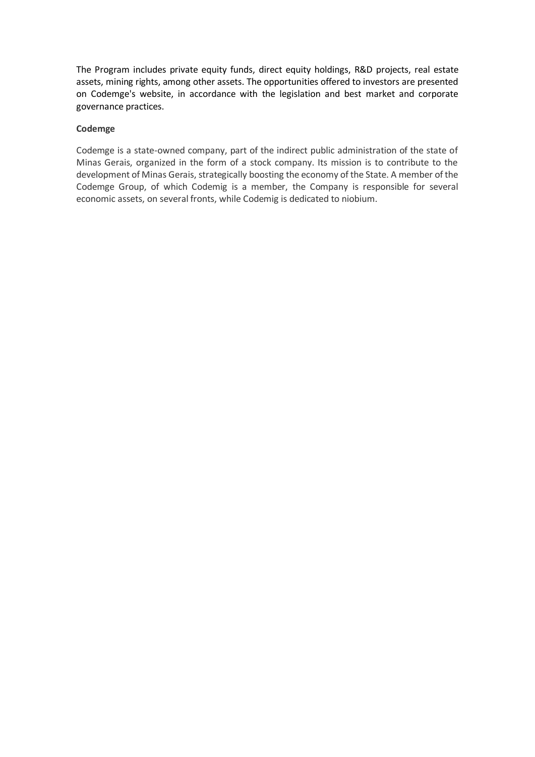The Program includes private equity funds, direct equity holdings, R&D projects, real estate assets, mining rights, among other assets. The opportunities offered to investors are presented on Codemge's website, in accordance with the legislation and best market and corporate governance practices.

**Codemge**

Codemge is a state-owned company, part of the indirect public administration of the state of Minas Gerais, organized in the form of a stock company. Its mission is to contribute to the development of Minas Gerais, strategically boosting the economy of the State. A member of the Codemge Group, of which Codemig is a member, the Company is responsible for several economic assets, on several fronts, while Codemig is dedicated to niobium.